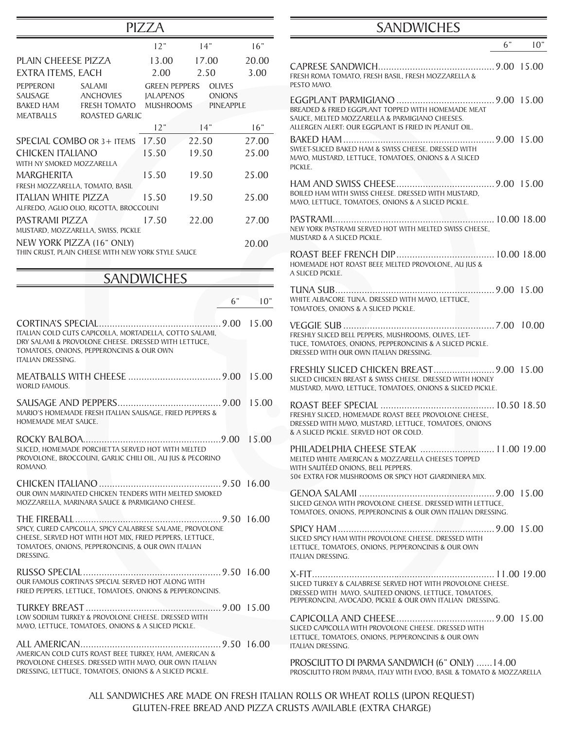# PIZZA

| | 12" | 14" | 16" |
|---|---|---|---|
| PLAIN CHEEESE PIZZA | 13.00 | 17.00 | 20.00 |
| EXTRA ITEMS, EACH | 2.00 | 2.50 | 3.00 |

PEPPERONI, SALAMI, GREEN PEPPERS, OLIVES, SAUSAGE, ANCHOVIES, JALAPENOS, ONIONS, BAKED HAM, FRESH TOMATO, MUSHROOMS, PINEAPPLE, MEATBALLS, ROASTED GARLIC

| | 12" | 14" | 16" |
|---|---|---|---|
| SPECIAL COMBO OR 3+ ITEMS | 17.50 | 22.50 | 27.00 |
| CHICKEN ITALIANO<br>WITH NY SMOKED MOZZARELLA | 15.50 | 19.50 | 25.00 |
| MARGHERITA<br>FRESH MOZZARELLA, TOMATO, BASIL | 15.50 | 19.50 | 25.00 |
| ITALIAN WHITE PIZZA<br>ALFREDO, AGLIO OLIO, RICOTTA, BROCCOLINI | 15.50 | 19.50 | 25.00 |
| PASTRAMI PIZZA<br>MUSTARD, MOZZARELLA, SWISS, PICKLE | 17.50 | 22.00 | 27.00 |
| NEW YORK PIZZA (16" ONLY)<br>THIN CRUST, PLAIN CHEESE WITH NEW YORK STYLE SAUCE | | | 20.00 |

# SANDWICHES

| | 6" | 10" |
|---|---|---|
| CORTINA'S SPECIAL<br>ITALIAN COLD CUTS CAPICOLLA, MORTADELLA, COTTO SALAMI, DRY SALAMI & PROVOLONE CHEESE. DRESSED WITH LETTUCE, TOMATOES, ONIONS, PEPPERONCINIS & OUR OWN ITALIAN DRESSING. | 9.00 | 15.00 |
| MEATBALLS WITH CHEESE<br>WORLD FAMOUS. | 9.00 | 15.00 |
| SAUSAGE AND PEPPERS<br>MARIO'S HOMEMADE FRESH ITALIAN SAUSAGE, FRIED PEPPERS & HOMEMADE MEAT SAUCE. | 9.00 | 15.00 |
| ROCKY BALBOA<br>SLICED, HOMEMADE PORCHETTA SERVED HOT WITH MELTED PROVOLONE, BROCCOLINI, GARLIC CHILI OIL, AU JUS & PECORINO ROMANO. | 9.00 | 15.00 |
| CHICKEN ITALIANO<br>OUR OWN MARINATED CHICKEN TENDERS WITH MELTED SMOKED MOZZARELLA, MARINARA SAUCE & PARMIGIANO CHEESE. | 9.50 | 16.00 |
| THE FIREBALL<br>SPICY, CURED CAPICOLLA, SPICY CALABRESE SALAME, PROVOLONE CHEESE, SERVED HOT WITH HOT MIX, FRIED PEPPERS, LETTUCE, TOMATOES, ONIONS, PEPPERONCINIS, & OUR OWN ITALIAN DRESSING. | 9.50 | 16.00 |
| RUSSO SPECIAL<br>OUR FAMOUS CORTINA'S SPECIAL SERVED HOT ALONG WITH FRIED PEPPERS, LETTUCE, TOMATOES, ONIONS & PEPPERONCINIS. | 9.50 | 16.00 |
| TURKEY BREAST<br>LOW SODIUM TURKEY & PROVOLONE CHEESE. DRESSED WITH MAYO, LETTUCE, TOMATOES, ONIONS & A SLICED PICKLE. | 9.00 | 15.00 |
| ALL AMERICAN<br>AMERICAN COLD CUTS ROAST BEEF, TURKEY, HAM, AMERICAN & PROVOLONE CHEESES. DRESSED WITH MAYO, OUR OWN ITALIAN DRESSING, LETTUCE, TOMATOES, ONIONS & A SLICED PICKLE. | 9.50 | 16.00 |

# SANDWICHES

| | 6" | 10" |
|---|---|---|
| CAPRESE SANDWICH<br>FRESH ROMA TOMATO, FRESH BASIL, FRESH MOZZARELLA & PESTO MAYO. | 9.00 | 15.00 |
| EGGPLANT PARMIGIANO<br>BREADED & FRIED EGGPLANT TOPPED WITH HOMEMADE MEAT SAUCE, MELTED MOZZARELLA & PARMIGIANO CHEESES. ALLERGEN ALERT: OUR EGGPLANT IS FRIED IN PEANUT OIL. | 9.00 | 15.00 |
| BAKED HAM<br>SWEET-SLICED BAKED HAM & SWISS CHEESE. DRESSED WITH MAYO, MUSTARD, LETTUCE, TOMATOES, ONIONS & A SLICED PICKLE. | 9.00 | 15.00 |
| HAM AND SWISS CHEESE<br>BOILED HAM WITH SWISS CHEESE. DRESSED WITH MUSTARD, MAYO, LETTUCE, TOMATOES, ONIONS & A SLICED PICKLE. | 9.00 | 15.00 |
| PASTRAMI<br>NEW YORK PASTRAMI SERVED HOT WITH MELTED SWISS CHEESE, MUSTARD & A SLICED PICKLE. | 10.00 | 18.00 |
| ROAST BEEF FRENCH DIP<br>HOMEMADE HOT ROAST BEEF, MELTED PROVOLONE, AU JUS & A SLICED PICKLE. | 10.00 | 18.00 |
| TUNA SUB<br>WHITE ALBACORE TUNA. DRESSED WITH MAYO, LETTUCE, TOMATOES, ONIONS & A SLICED PICKLE. | 9.00 | 15.00 |
| VEGGIE SUB<br>FRESHLY SLICED BELL PEPPERS, MUSHROOMS, OLIVES, LETTUCE, TOMATOES, ONIONS, PEPPERONCINIS & A SLICED PICKLE. DRESSED WITH OUR OWN ITALIAN DRESSING. | 7.00 | 10.00 |
| FRESHLY SLICED CHICKEN BREAST<br>SLICED CHICKEN BREAST & SWISS CHEESE. DRESSED WITH HONEY MUSTARD, MAYO, LETTUCE, TOMATOES, ONIONS & SLICED PICKLE. | 9.00 | 15.00 |
| ROAST BEEF SPECIAL<br>FRESHLY SLICED, HOMEMADE ROAST BEEF, PROVOLONE CHEESE, DRESSED WITH MAYO, MUSTARD, LETTUCE, TOMATOES, ONIONS & A SLICED PICKLE. SERVED HOT OR COLD. | 10.50 | 18.50 |
| PHILADELPHIA CHEESE STEAK<br>MELTED WHITE AMERICAN & MOZZARELLA CHEESES TOPPED WITH SAUTÉED ONIONS, BELL PEPPERS.<br>50¢ EXTRA FOR MUSHROOMS OR SPICY HOT GIARDINIERA MIX. | 11.00 | 19.00 |
| GENOA SALAMI<br>SLICED GENOA WITH PROVOLONE CHEESE. DRESSED WITH LETTUCE, TOMATOES, ONIONS, PEPPERONCINIS & OUR OWN ITALIAN DRESSING. | 9.00 | 15.00 |
| SPICY HAM<br>SLICED SPICY HAM WITH PROVOLONE CHEESE. DRESSED WITH LETTUCE, TOMATOES, ONIONS, PEPPERONCINIS & OUR OWN ITALIAN DRESSING. | 9.00 | 15.00 |
| X-FIT<br>SLICED TURKEY & CALABRESE SERVED HOT WITH PROVOLONE CHEESE. DRESSED WITH MAYO, SAUTEED ONIONS, LETTUCE, TOMATOES, PEPPERONCINI, AVOCADO, PICKLE & OUR OWN ITALIAN DRESSING. | 11.00 | 19.00 |
| CAPICOLLA AND CHEESE<br>SLICED CAPICOLLA WITH PROVOLONE CHEESE. DRESSED WITH LETTUCE, TOMATOES, ONIONS, PEPPERONCINIS & OUR OWN ITALIAN DRESSING. | 9.00 | 15.00 |
| PROSCIUTTO DI PARMA SANDWICH (6" ONLY)<br>PROSCIUTTO FROM PARMA, ITALY WITH EVOO, BASIL & TOMATO & MOZZARELLA | 14.00 | |

ALL SANDWICHES ARE MADE ON FRESH ITALIAN ROLLS OR WHEAT ROLLS (UPON REQUEST)
GLUTEN-FREE BREAD AND PIZZA CRUSTS AVAILABLE (EXTRA CHARGE)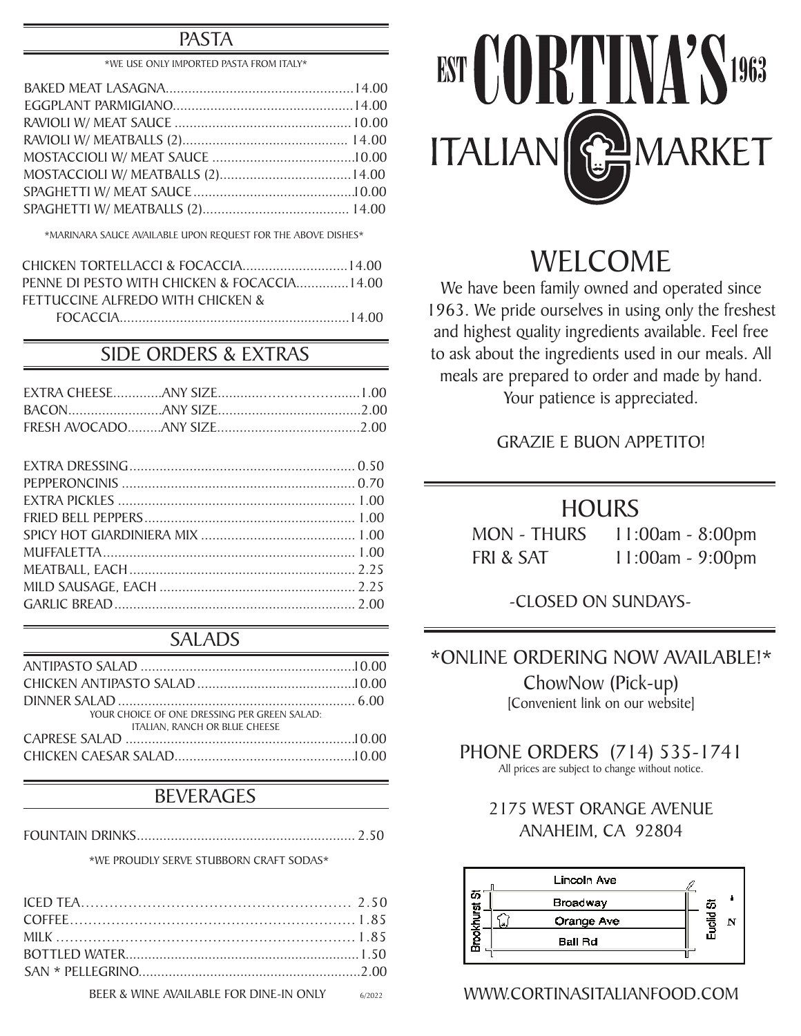## PASTA

\*WE USE ONLY IMPORTED PASTA FROM ITALY\*

| | |
|---|---|
| BAKED MEAT LASAGNA | 14.00 |
| EGGPLANT PARMIGIANO | 14.00 |
| RAVIOLI W/ MEAT SAUCE | 10.00 |
| RAVIOLI W/ MEATBALLS (2) | 14.00 |
| MOSTACCIOLI W/ MEAT SAUCE | 10.00 |
| MOSTACCIOLI W/ MEATBALLS (2) | 14.00 |
| SPAGHETTI W/ MEAT SAUCE | 10.00 |
| SPAGHETTI W/ MEATBALLS (2) | 14.00 |

\*MARINARA SAUCE AVAILABLE UPON REQUEST FOR THE ABOVE DISHES\*

| | |
|---|---|
| CHICKEN TORTELLACCI & FOCACCIA | 14.00 |
| PENNE DI PESTO WITH CHICKEN & FOCACCIA | 14.00 |
| FETTUCCINE ALFREDO WITH CHICKEN & FOCACCIA | 14.00 |

## SIDE ORDERS & EXTRAS

| | | |
|---|---|---|
| EXTRA CHEESE | ANY SIZE | 1.00 |
| BACON | ANY SIZE | 2.00 |
| FRESH AVOCADO | ANY SIZE | 2.00 |

| | |
|---|---|
| EXTRA DRESSING | 0.50 |
| PEPPERONCINIS | 0.70 |
| EXTRA PICKLES | 1.00 |
| FRIED BELL PEPPERS | 1.00 |
| SPICY HOT GIARDINIERA MIX | 1.00 |
| MUFFALETTA | 1.00 |
| MEATBALL, EACH | 2.25 |
| MILD SAUSAGE, EACH | 2.25 |
| GARLIC BREAD | 2.00 |

## SALADS

| | |
|---|---|
| ANTIPASTO SALAD | 10.00 |
| CHICKEN ANTIPASTO SALAD | 10.00 |
| DINNER SALAD | 6.00 |

YOUR CHOICE OF ONE DRESSING PER GREEN SALAD: ITALIAN, RANCH OR BLUE CHEESE

| | |
|---|---|
| CAPRESE SALAD | 10.00 |
| CHICKEN CAESAR SALAD | 10.00 |

## BEVERAGES

| | |
|---|---|
| FOUNTAIN DRINKS | 2.50 |

\*WE PROUDLY SERVE STUBBORN CRAFT SODAS\*

| | |
|---|---|
| ICED TEA | 2.50 |
| COFFEE | 1.85 |
| MILK | 1.85 |
| BOTTLED WATER | 1.50 |
| SAN * PELLEGRINO | 2.00 |

BEER & WINE AVAILABLE FOR DINE-IN ONLY

6/2022

# EST CORTINA'S 1963 ITALIAN MARKET

# WELCOME

We have been family owned and operated since 1963. We pride ourselves in using only the freshest and highest quality ingredients available. Feel free to ask about the ingredients used in our meals. All meals are prepared to order and made by hand. Your patience is appreciated.

GRAZIE E BUON APPETITO!

## HOURS

| | |
|---|---|
| MON - THURS | 11:00am - 8:00pm |
| FRI & SAT | 11:00am - 9:00pm |

-CLOSED ON SUNDAYS-

\*ONLINE ORDERING NOW AVAILABLE!\*

ChowNow (Pick-up)

[Convenient link on our website]

PHONE ORDERS (714) 535-1741

All prices are subject to change without notice.

2175 WEST ORANGE AVENUE
ANAHEIM, CA 92804

Lincoln Ave
Broadway
Orange Ave
Ball Rd
Brookhurst St
Euclid St
N

WWW.CORTINASITALIANFOOD.COM